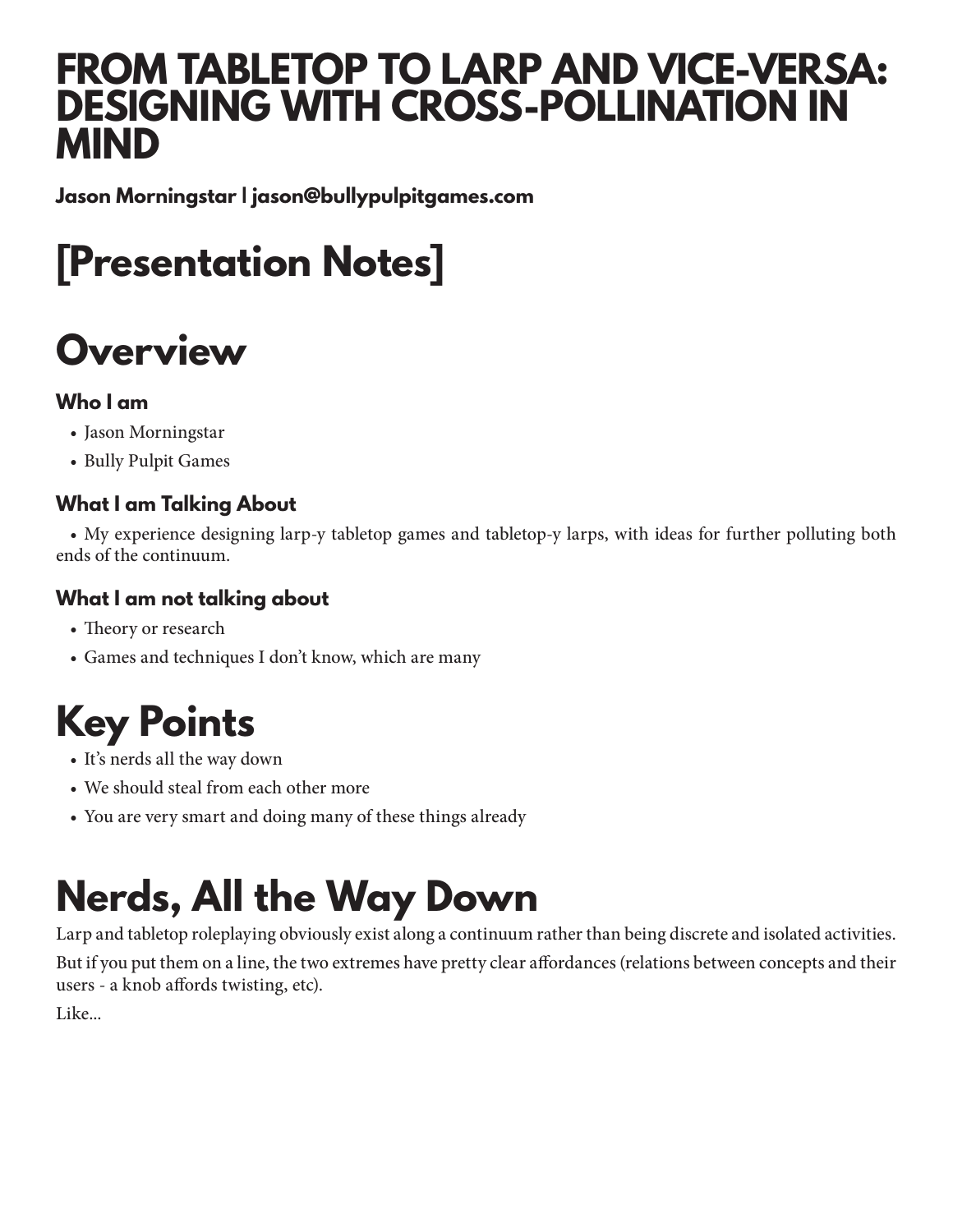# FROM TABLETOP TO LARP AND VICE-VERSA: DESIGNING WITH CROSS-POLLINATION IN MIND

**Jason Morningstar | jason@bullypulpitgames.com**

# [Presentation Notes]

# Overview

### Who I am

- Jason Morningstar
- Bully Pulpit Games

### What I am Talking About

- My experience designing larp-y tabletop games and tabletop-y larps, with ideas for further polluting both ends of the continuum.

### What I am not talking about

- Theory or research
- Games and techniques I don't know, which are many

# Key Points

- It's nerds all the way down
- We should steal from each other more
- You are very smart and doing many of these things already

# Nerds, All the Way Down

Larp and tabletop roleplaying obviously exist along a continuum rather than being discrete and isolated activities.

But if you put them on a line, the two extremes have pretty clear affordances (relations between concepts and their users - a knob affords twisting, etc).

Like...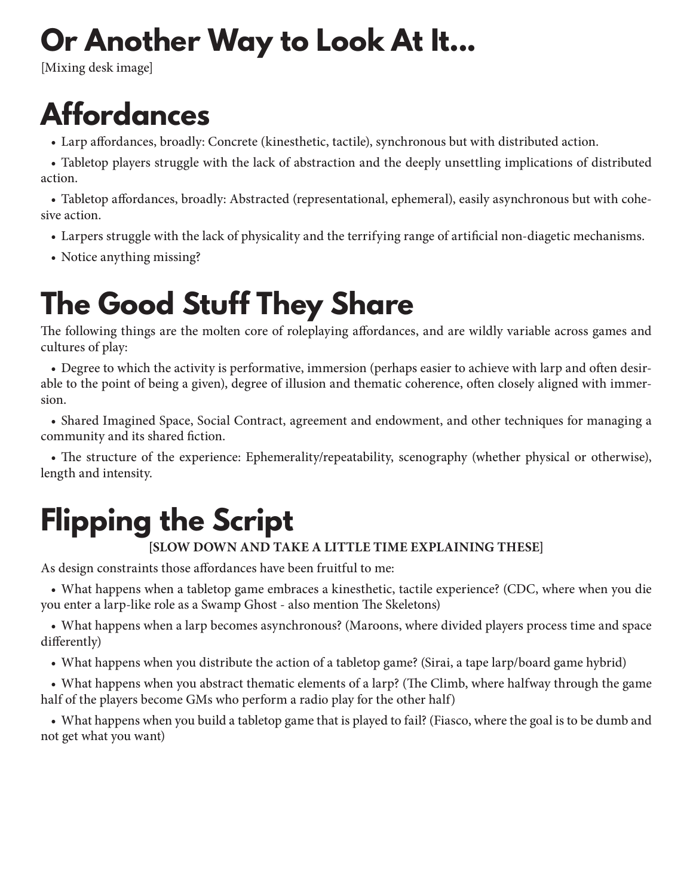# Or Another Way to Look At It...

[Mixing desk image]

# Affordances

- Larp affordances, broadly: Concrete (kinesthetic, tactile), synchronous but with distributed action.
- Tabletop players struggle with the lack of abstraction and the deeply unsettling implications of distributed action.
- Tabletop affordances, broadly: Abstracted (representational, ephemeral), easily asynchronous but with cohesive action.
- Larpers struggle with the lack of physicality and the terrifying range of artificial non-diagetic mechanisms.
- Notice anything missing?

# The Good Stuff They Share

The following things are the molten core of roleplaying affordances, and are wildly variable across games and cultures of play:

- Degree to which the activity is performative, immersion (perhaps easier to achieve with larp and often desirable to the point of being a given), degree of illusion and thematic coherence, often closely aligned with immersion.
- Shared Imagined Space, Social Contract, agreement and endowment, and other techniques for managing a community and its shared fiction.
- The structure of the experience: Ephemerality/repeatability, scenography (whether physical or otherwise), length and intensity.

# Flipping the Script

**[SLOW DOWN AND TAKE A LITTLE TIME EXPLAINING THESE]**

As design constraints those affordances have been fruitful to me:

- What happens when a tabletop game embraces a kinesthetic, tactile experience? (CDC, where when you die you enter a larp-like role as a Swamp Ghost - also mention The Skeletons)
- What happens when a larp becomes asynchronous? (Maroons, where divided players process time and space differently)
- What happens when you distribute the action of a tabletop game? (Sirai, a tape larp/board game hybrid)
- What happens when you abstract thematic elements of a larp? (The Climb, where halfway through the game half of the players become GMs who perform a radio play for the other half)
- What happens when you build a tabletop game that is played to fail? (Fiasco, where the goal is to be dumb and not get what you want)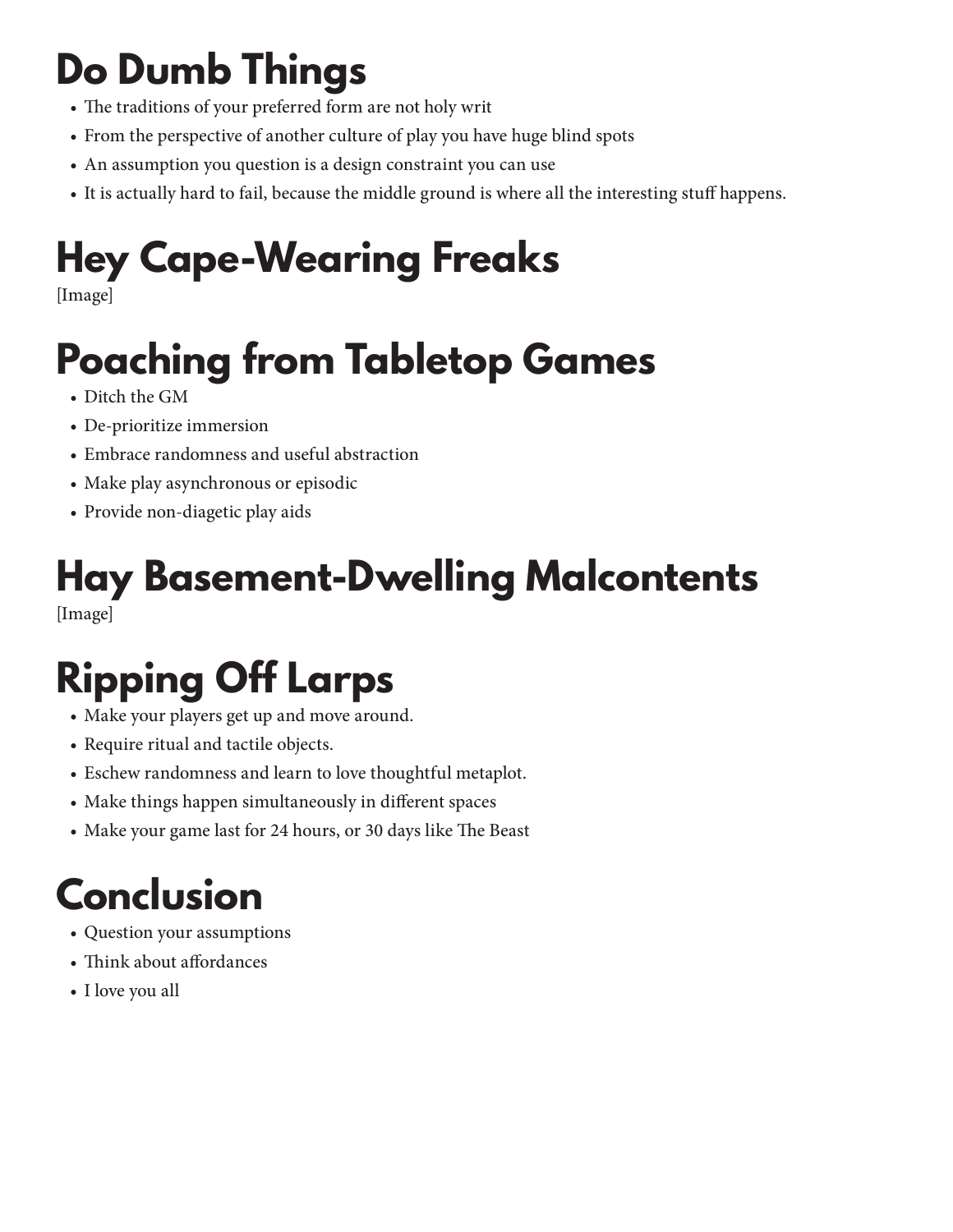# Do Dumb Things

- The traditions of your preferred form are not holy writ
- From the perspective of another culture of play you have huge blind spots
- An assumption you question is a design constraint you can use
- It is actually hard to fail, because the middle ground is where all the interesting stuff happens.

# Hey Cape-Wearing Freaks

[Image]

# Poaching from Tabletop Games

- Ditch the GM
- De-prioritize immersion
- Embrace randomness and useful abstraction
- Make play asynchronous or episodic
- Provide non-diagetic play aids

# Hay Basement-Dwelling Malcontents

[Image]

# Ripping Off Larps

- Make your players get up and move around.
- Require ritual and tactile objects.
- Eschew randomness and learn to love thoughtful metaplot.
- Make things happen simultaneously in different spaces
- Make your game last for 24 hours, or 30 days like The Beast

# Conclusion

- Question your assumptions
- Think about affordances
- I love you all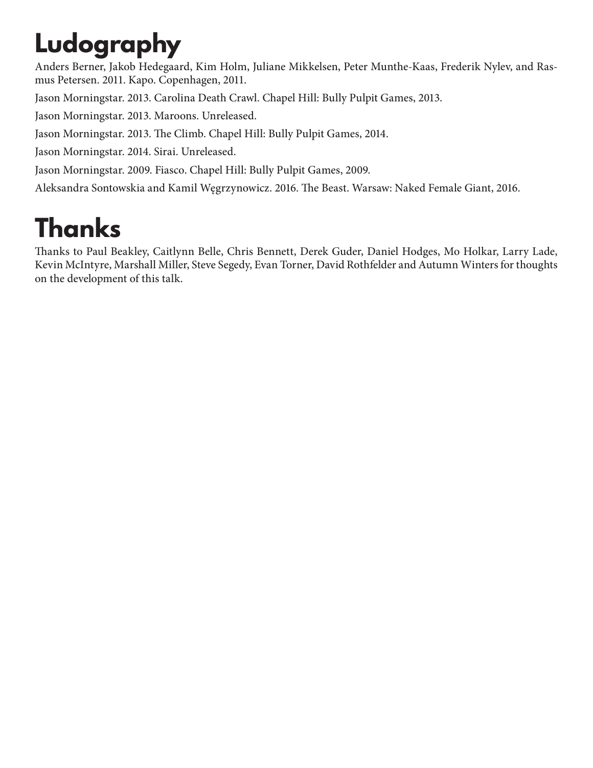# Ludography

Anders Berner, Jakob Hedegaard, Kim Holm, Juliane Mikkelsen, Peter Munthe-Kaas, Frederik Nylev, and Rasmus Petersen. 2011. Kapo. Copenhagen, 2011.

Jason Morningstar. 2013. Carolina Death Crawl. Chapel Hill: Bully Pulpit Games, 2013.

Jason Morningstar. 2013. Maroons. Unreleased.

Jason Morningstar. 2013. The Climb. Chapel Hill: Bully Pulpit Games, 2014.

Jason Morningstar. 2014. Sirai. Unreleased.

Jason Morningstar. 2009. Fiasco. Chapel Hill: Bully Pulpit Games, 2009.

Aleksandra Sontowskia and Kamil Węgrzynowicz. 2016. The Beast. Warsaw: Naked Female Giant, 2016.

# Thanks

Thanks to Paul Beakley, Caitlynn Belle, Chris Bennett, Derek Guder, Daniel Hodges, Mo Holkar, Larry Lade, Kevin McIntyre, Marshall Miller, Steve Segedy, Evan Torner, David Rothfelder and Autumn Winters for thoughts on the development of this talk.